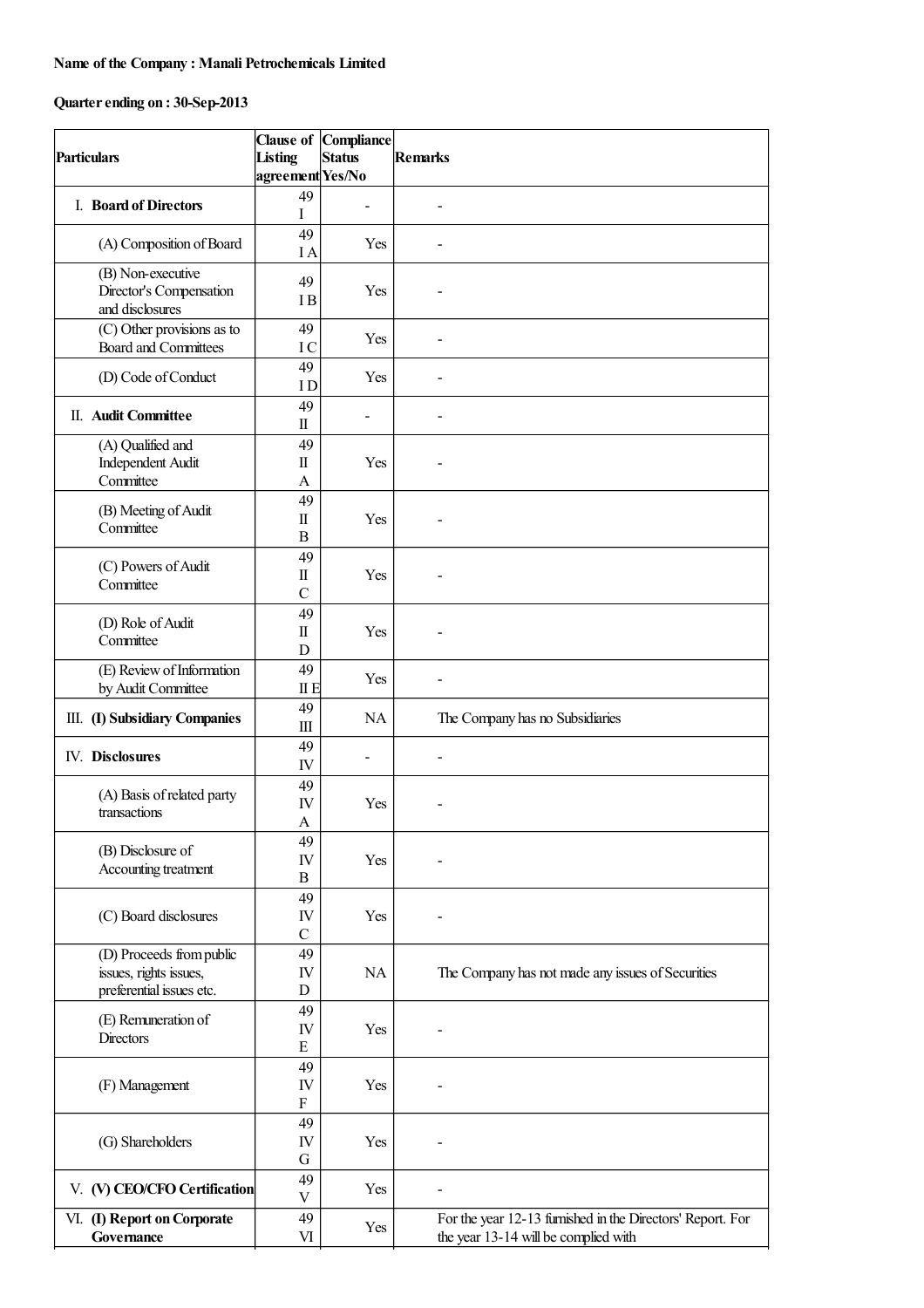**Name of the Company : Manali Petrochemicals Limited**

**Quarter ending on : 30-Sep-2013**

| Particulars | Clause of Listing agreement | Compliance Status Yes/No | Remarks |
|---|---|---|---|
| I. **Board of Directors** | 49 I | - | - |
| (A) Composition of Board | 49 I A | Yes | - |
| (B) Non-executive Director's Compensation and disclosures | 49 I B | Yes | - |
| (C) Other provisions as to Board and Committees | 49 I C | Yes | - |
| (D) Code of Conduct | 49 I D | Yes | - |
| II. **Audit Committee** | 49 II | - | - |
| (A) Qualified and Independent Audit Committee | 49 II A | Yes | - |
| (B) Meeting of Audit Committee | 49 II B | Yes | - |
| (C) Powers of Audit Committee | 49 II C | Yes | - |
| (D) Role of Audit Committee | 49 II D | Yes | - |
| (E) Review of Information by Audit Committee | 49 II E | Yes | - |
| III. **(I) Subsidiary Companies** | 49 III | NA | The Company has no Subsidiaries |
| IV. **Disclosures** | 49 IV | - | - |
| (A) Basis of related party transactions | 49 IV A | Yes | - |
| (B) Disclosure of Accounting treatment | 49 IV B | Yes | - |
| (C) Board disclosures | 49 IV C | Yes | - |
| (D) Proceeds from public issues, rights issues, preferential issues etc. | 49 IV D | NA | The Company has not made any issues of Securities |
| (E) Remuneration of Directors | 49 IV E | Yes | - |
| (F) Management | 49 IV F | Yes | - |
| (G) Shareholders | 49 IV G | Yes | - |
| V. **(V) CEO/CFO Certification** | 49 V | Yes | - |
| VI. **(I) Report on Corporate Governance** | 49 VI | Yes | For the year 12-13 furnished in the Directors' Report. For the year 13-14 will be complied with |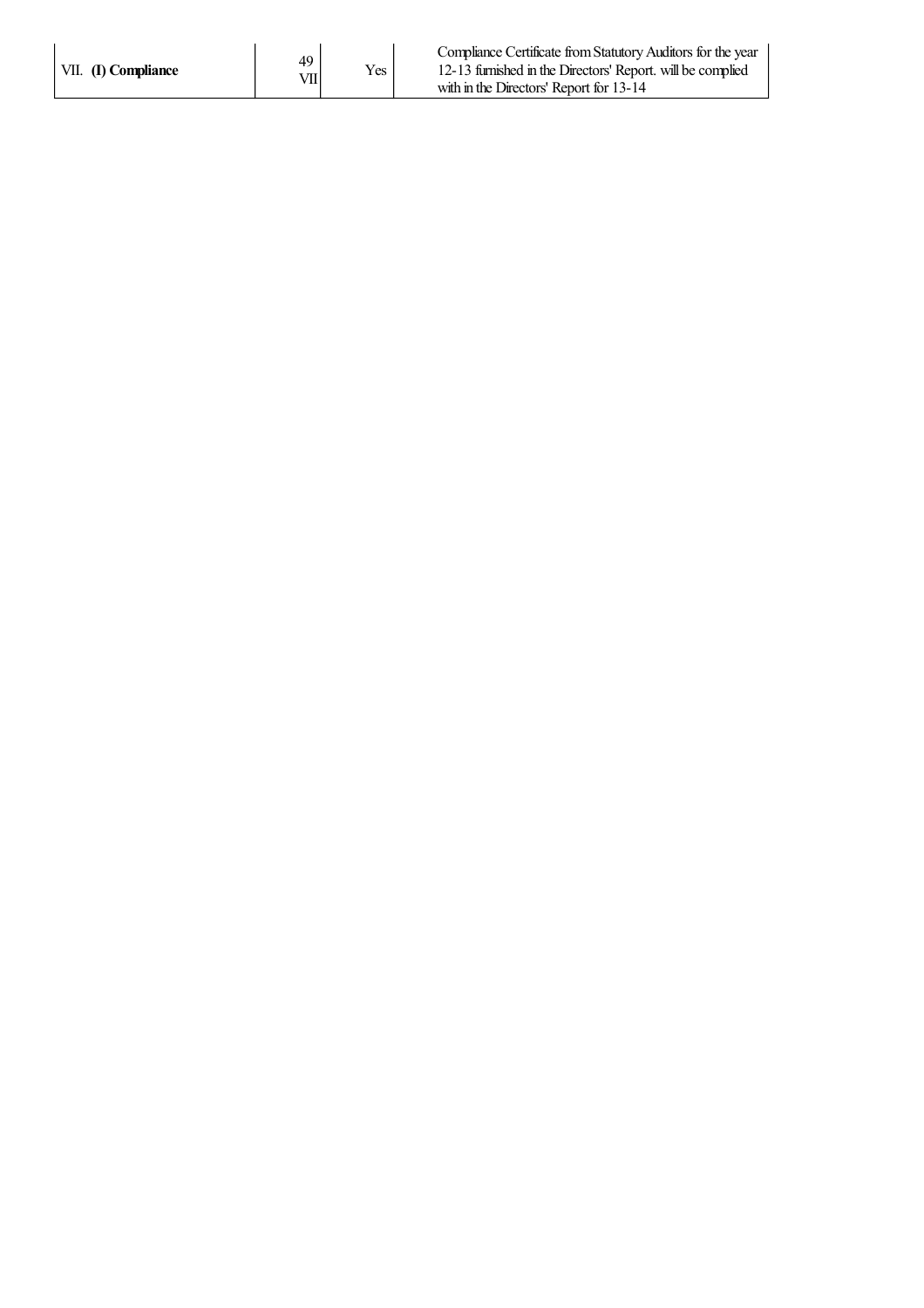| | | | |
|---|---|---|---|
| VII. **(I) Compliance** | 49 VII | Yes | Compliance Certificate from Statutory Auditors for the year 12-13 furnished in the Directors' Report. will be complied with in the Directors' Report for 13-14 |